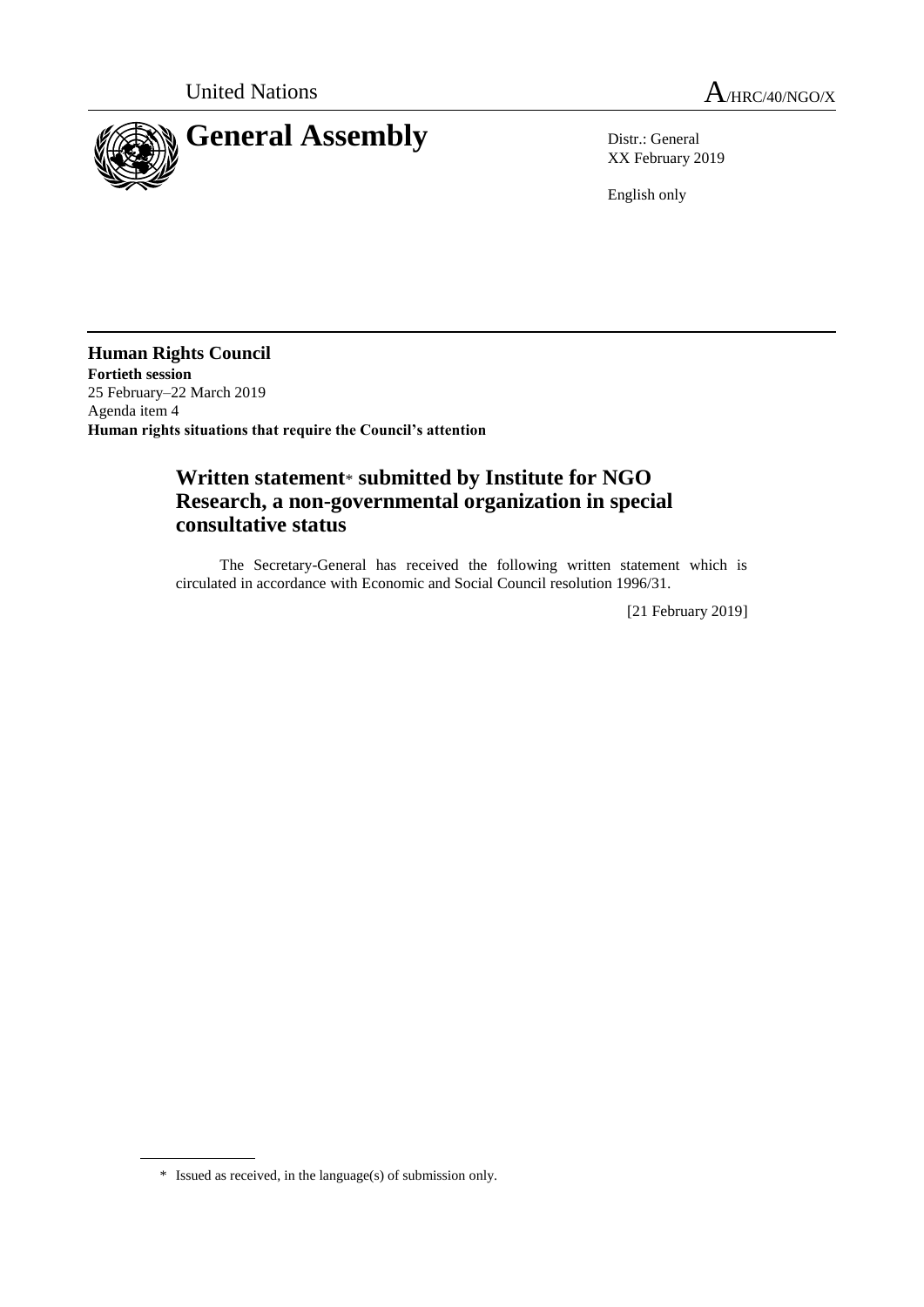United Nations

A/HRC/40/NGO/X

# General Assembly

Distr.: General
XX February 2019

English only

**Human Rights Council**
**Fortieth session**
25 February–22 March 2019
Agenda item 4
**Human rights situations that require the Council's attention**

## Written statement* submitted by Institute for NGO Research, a non-governmental organization in special consultative status

The Secretary-General has received the following written statement which is circulated in accordance with Economic and Social Council resolution 1996/31.

[21 February 2019]

\* Issued as received, in the language(s) of submission only.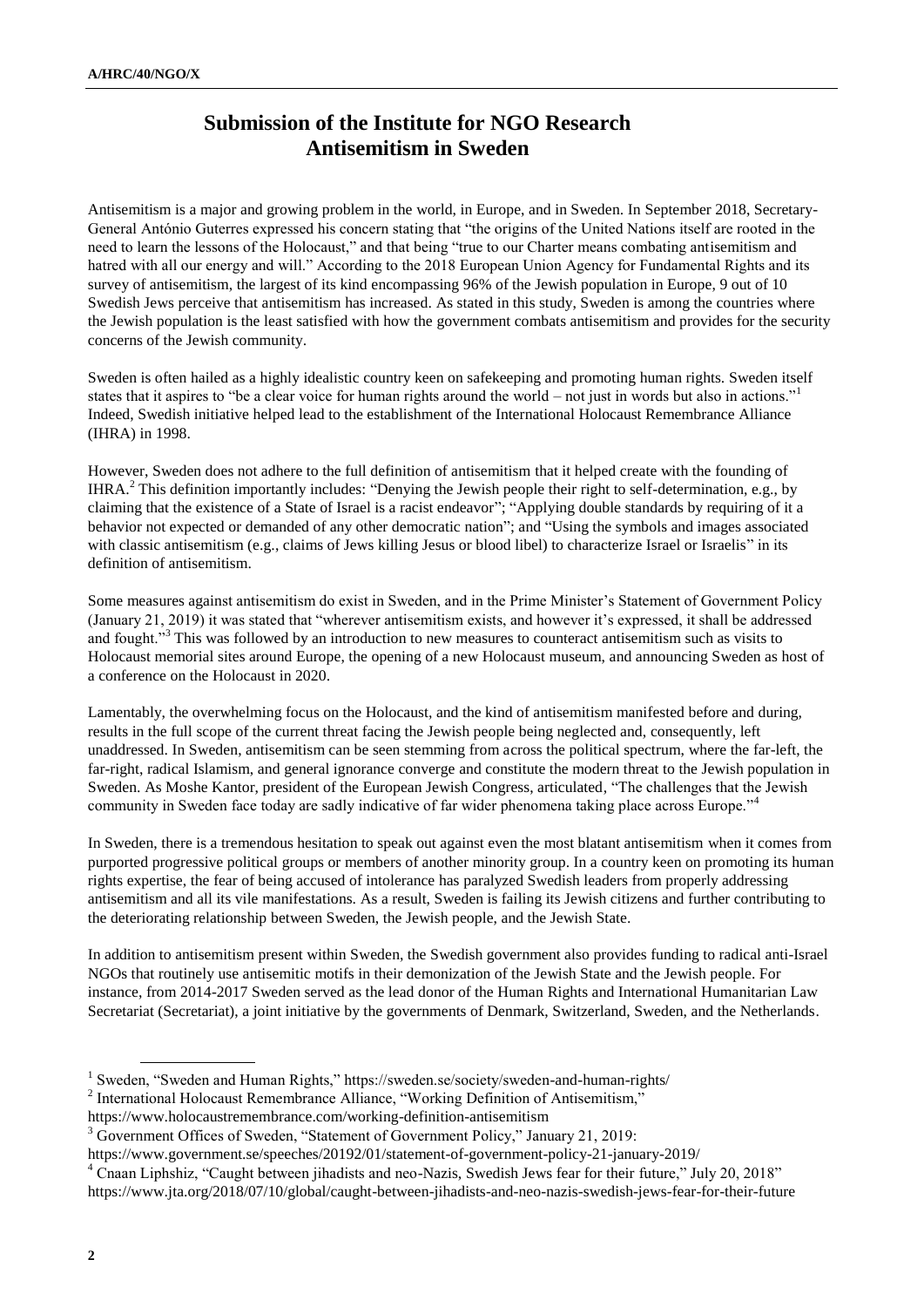# Submission of the Institute for NGO Research Antisemitism in Sweden

Antisemitism is a major and growing problem in the world, in Europe, and in Sweden. In September 2018, Secretary-General António Guterres expressed his concern stating that "the origins of the United Nations itself are rooted in the need to learn the lessons of the Holocaust," and that being "true to our Charter means combating antisemitism and hatred with all our energy and will." According to the 2018 European Union Agency for Fundamental Rights and its survey of antisemitism, the largest of its kind encompassing 96% of the Jewish population in Europe, 9 out of 10 Swedish Jews perceive that antisemitism has increased. As stated in this study, Sweden is among the countries where the Jewish population is the least satisfied with how the government combats antisemitism and provides for the security concerns of the Jewish community.

Sweden is often hailed as a highly idealistic country keen on safekeeping and promoting human rights. Sweden itself states that it aspires to "be a clear voice for human rights around the world – not just in words but also in actions."[1] Indeed, Swedish initiative helped lead to the establishment of the International Holocaust Remembrance Alliance (IHRA) in 1998.

However, Sweden does not adhere to the full definition of antisemitism that it helped create with the founding of IHRA.[2] This definition importantly includes: "Denying the Jewish people their right to self-determination, e.g., by claiming that the existence of a State of Israel is a racist endeavor"; "Applying double standards by requiring of it a behavior not expected or demanded of any other democratic nation"; and "Using the symbols and images associated with classic antisemitism (e.g., claims of Jews killing Jesus or blood libel) to characterize Israel or Israelis" in its definition of antisemitism.

Some measures against antisemitism do exist in Sweden, and in the Prime Minister's Statement of Government Policy (January 21, 2019) it was stated that "wherever antisemitism exists, and however it's expressed, it shall be addressed and fought."[3] This was followed by an introduction to new measures to counteract antisemitism such as visits to Holocaust memorial sites around Europe, the opening of a new Holocaust museum, and announcing Sweden as host of a conference on the Holocaust in 2020.

Lamentably, the overwhelming focus on the Holocaust, and the kind of antisemitism manifested before and during, results in the full scope of the current threat facing the Jewish people being neglected and, consequently, left unaddressed. In Sweden, antisemitism can be seen stemming from across the political spectrum, where the far-left, the far-right, radical Islamism, and general ignorance converge and constitute the modern threat to the Jewish population in Sweden. As Moshe Kantor, president of the European Jewish Congress, articulated, "The challenges that the Jewish community in Sweden face today are sadly indicative of far wider phenomena taking place across Europe."[4]

In Sweden, there is a tremendous hesitation to speak out against even the most blatant antisemitism when it comes from purported progressive political groups or members of another minority group. In a country keen on promoting its human rights expertise, the fear of being accused of intolerance has paralyzed Swedish leaders from properly addressing antisemitism and all its vile manifestations. As a result, Sweden is failing its Jewish citizens and further contributing to the deteriorating relationship between Sweden, the Jewish people, and the Jewish State.

In addition to antisemitism present within Sweden, the Swedish government also provides funding to radical anti-Israel NGOs that routinely use antisemitic motifs in their demonization of the Jewish State and the Jewish people. For instance, from 2014-2017 Sweden served as the lead donor of the Human Rights and International Humanitarian Law Secretariat (Secretariat), a joint initiative by the governments of Denmark, Switzerland, Sweden, and the Netherlands.

---

[1] Sweden, "Sweden and Human Rights," https://sweden.se/society/sweden-and-human-rights/

[2] International Holocaust Remembrance Alliance, "Working Definition of Antisemitism," https://www.holocaustremembrance.com/working-definition-antisemitism

[3] Government Offices of Sweden, "Statement of Government Policy," January 21, 2019: https://www.government.se/speeches/20192/01/statement-of-government-policy-21-january-2019/

[4] Cnaan Liphshiz, "Caught between jihadists and neo-Nazis, Swedish Jews fear for their future," July 20, 2018" https://www.jta.org/2018/07/10/global/caught-between-jihadists-and-neo-nazis-swedish-jews-fear-for-their-future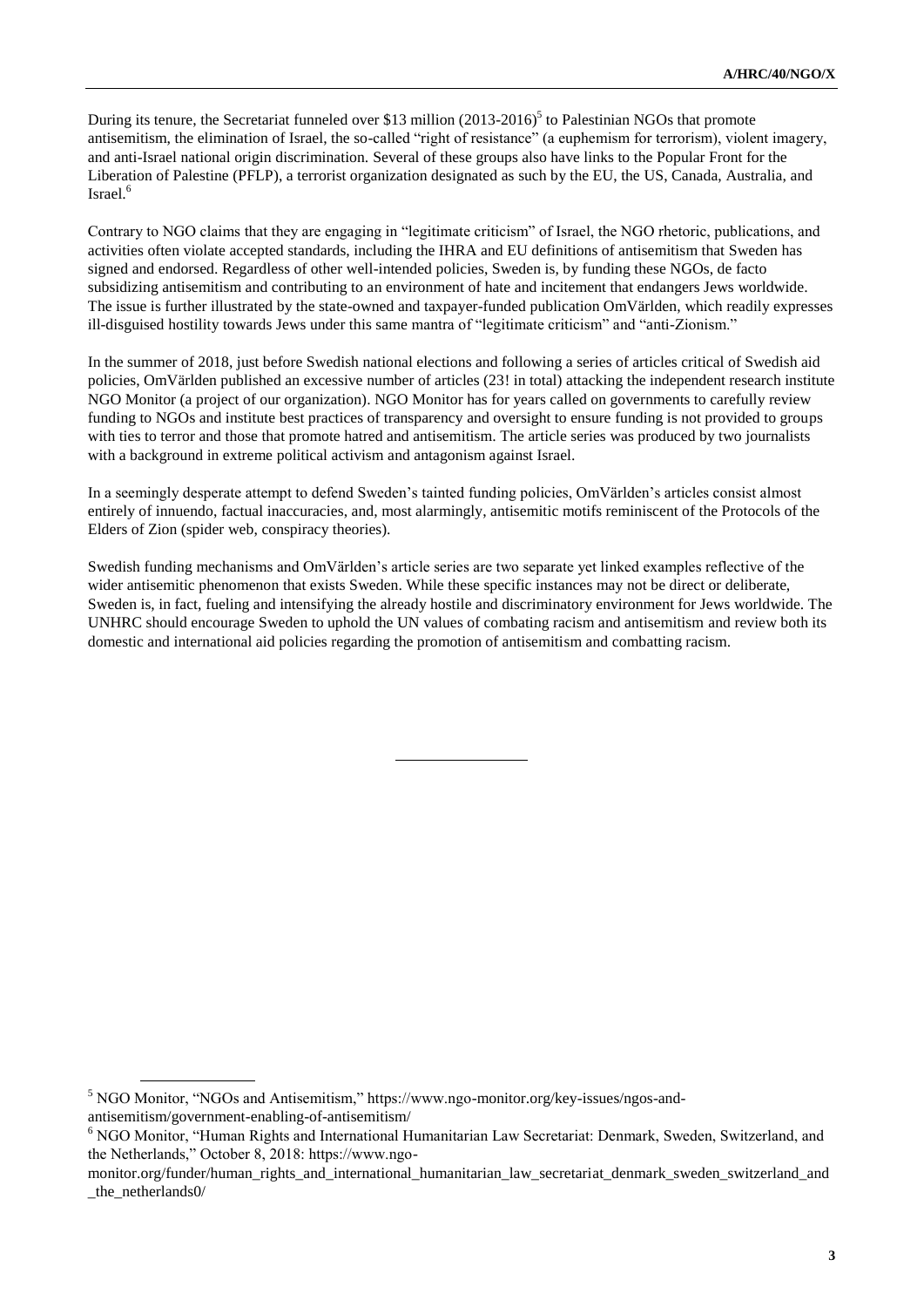During its tenure, the Secretariat funneled over $13 million (2013-2016)[5] to Palestinian NGOs that promote antisemitism, the elimination of Israel, the so-called "right of resistance" (a euphemism for terrorism), violent imagery, and anti-Israel national origin discrimination. Several of these groups also have links to the Popular Front for the Liberation of Palestine (PFLP), a terrorist organization designated as such by the EU, the US, Canada, Australia, and Israel.[6]

Contrary to NGO claims that they are engaging in "legitimate criticism" of Israel, the NGO rhetoric, publications, and activities often violate accepted standards, including the IHRA and EU definitions of antisemitism that Sweden has signed and endorsed. Regardless of other well-intended policies, Sweden is, by funding these NGOs, de facto subsidizing antisemitism and contributing to an environment of hate and incitement that endangers Jews worldwide. The issue is further illustrated by the state-owned and taxpayer-funded publication OmVärlden, which readily expresses ill-disguised hostility towards Jews under this same mantra of "legitimate criticism" and "anti-Zionism."

In the summer of 2018, just before Swedish national elections and following a series of articles critical of Swedish aid policies, OmVärlden published an excessive number of articles (23! in total) attacking the independent research institute NGO Monitor (a project of our organization). NGO Monitor has for years called on governments to carefully review funding to NGOs and institute best practices of transparency and oversight to ensure funding is not provided to groups with ties to terror and those that promote hatred and antisemitism. The article series was produced by two journalists with a background in extreme political activism and antagonism against Israel.

In a seemingly desperate attempt to defend Sweden's tainted funding policies, OmVärlden's articles consist almost entirely of innuendo, factual inaccuracies, and, most alarmingly, antisemitic motifs reminiscent of the Protocols of the Elders of Zion (spider web, conspiracy theories).

Swedish funding mechanisms and OmVärlden's article series are two separate yet linked examples reflective of the wider antisemitic phenomenon that exists Sweden. While these specific instances may not be direct or deliberate, Sweden is, in fact, fueling and intensifying the already hostile and discriminatory environment for Jews worldwide. The UNHRC should encourage Sweden to uphold the UN values of combating racism and antisemitism and review both its domestic and international aid policies regarding the promotion of antisemitism and combatting racism.

---

[5] NGO Monitor, "NGOs and Antisemitism," https://www.ngo-monitor.org/key-issues/ngos-and-antisemitism/government-enabling-of-antisemitism/

[6] NGO Monitor, "Human Rights and International Humanitarian Law Secretariat: Denmark, Sweden, Switzerland, and the Netherlands," October 8, 2018: https://www.ngo-monitor.org/funder/human_rights_and_international_humanitarian_law_secretariat_denmark_sweden_switzerland_and_the_netherlands0/